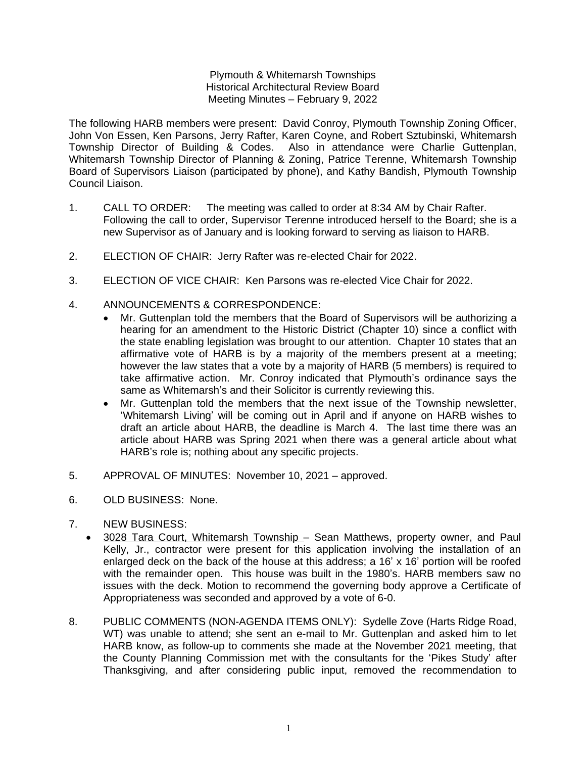Plymouth & Whitemarsh Townships
Historical Architectural Review Board
Meeting Minutes – February 9, 2022

The following HARB members were present: David Conroy, Plymouth Township Zoning Officer, John Von Essen, Ken Parsons, Jerry Rafter, Karen Coyne, and Robert Sztubinski, Whitemarsh Township Director of Building & Codes. Also in attendance were Charlie Guttenplan, Whitemarsh Township Director of Planning & Zoning, Patrice Terenne, Whitemarsh Township Board of Supervisors Liaison (participated by phone), and Kathy Bandish, Plymouth Township Council Liaison.

1. CALL TO ORDER: The meeting was called to order at 8:34 AM by Chair Rafter. Following the call to order, Supervisor Terenne introduced herself to the Board; she is a new Supervisor as of January and is looking forward to serving as liaison to HARB.

2. ELECTION OF CHAIR: Jerry Rafter was re-elected Chair for 2022.

3. ELECTION OF VICE CHAIR: Ken Parsons was re-elected Vice Chair for 2022.

4. ANNOUNCEMENTS & CORRESPONDENCE:
   - Mr. Guttenplan told the members that the Board of Supervisors will be authorizing a hearing for an amendment to the Historic District (Chapter 10) since a conflict with the state enabling legislation was brought to our attention. Chapter 10 states that an affirmative vote of HARB is by a majority of the members present at a meeting; however the law states that a vote by a majority of HARB (5 members) is required to take affirmative action. Mr. Conroy indicated that Plymouth's ordinance says the same as Whitemarsh's and their Solicitor is currently reviewing this.
   - Mr. Guttenplan told the members that the next issue of the Township newsletter, 'Whitemarsh Living' will be coming out in April and if anyone on HARB wishes to draft an article about HARB, the deadline is March 4. The last time there was an article about HARB was Spring 2021 when there was a general article about what HARB's role is; nothing about any specific projects.

5. APPROVAL OF MINUTES: November 10, 2021 – approved.

6. OLD BUSINESS: None.

7. NEW BUSINESS:
   - 3028 Tara Court, Whitemarsh Township – Sean Matthews, property owner, and Paul Kelly, Jr., contractor were present for this application involving the installation of an enlarged deck on the back of the house at this address; a 16' x 16' portion will be roofed with the remainder open. This house was built in the 1980's. HARB members saw no issues with the deck. Motion to recommend the governing body approve a Certificate of Appropriateness was seconded and approved by a vote of 6-0.

8. PUBLIC COMMENTS (NON-AGENDA ITEMS ONLY): Sydelle Zove (Harts Ridge Road, WT) was unable to attend; she sent an e-mail to Mr. Guttenplan and asked him to let HARB know, as follow-up to comments she made at the November 2021 meeting, that the County Planning Commission met with the consultants for the 'Pikes Study' after Thanksgiving, and after considering public input, removed the recommendation to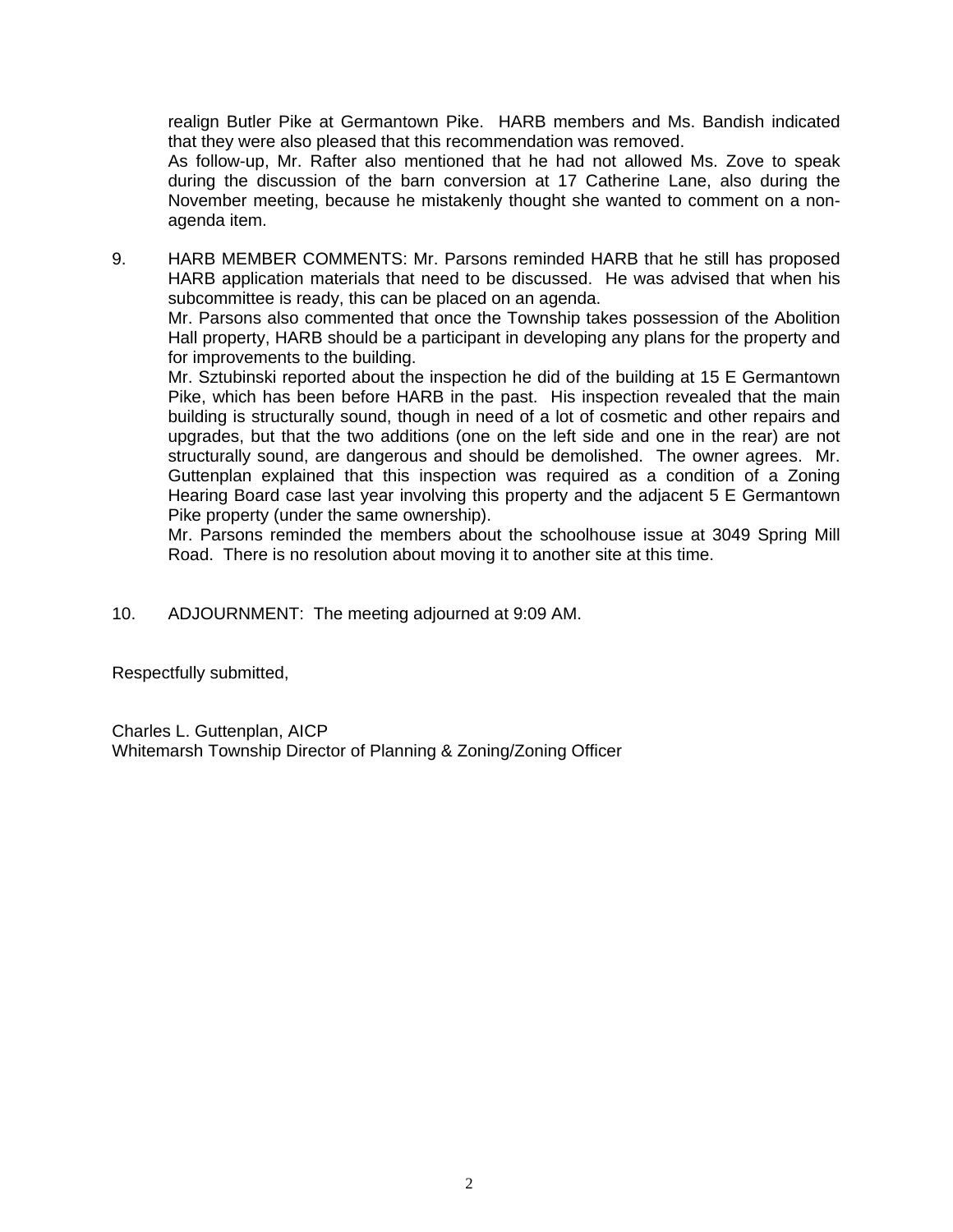realign Butler Pike at Germantown Pike. HARB members and Ms. Bandish indicated that they were also pleased that this recommendation was removed.
As follow-up, Mr. Rafter also mentioned that he had not allowed Ms. Zove to speak during the discussion of the barn conversion at 17 Catherine Lane, also during the November meeting, because he mistakenly thought she wanted to comment on a non-agenda item.

9. HARB MEMBER COMMENTS: Mr. Parsons reminded HARB that he still has proposed HARB application materials that need to be discussed. He was advised that when his subcommittee is ready, this can be placed on an agenda.
   Mr. Parsons also commented that once the Township takes possession of the Abolition Hall property, HARB should be a participant in developing any plans for the property and for improvements to the building.
   Mr. Sztubinski reported about the inspection he did of the building at 15 E Germantown Pike, which has been before HARB in the past. His inspection revealed that the main building is structurally sound, though in need of a lot of cosmetic and other repairs and upgrades, but that the two additions (one on the left side and one in the rear) are not structurally sound, are dangerous and should be demolished. The owner agrees. Mr. Guttenplan explained that this inspection was required as a condition of a Zoning Hearing Board case last year involving this property and the adjacent 5 E Germantown Pike property (under the same ownership).
   Mr. Parsons reminded the members about the schoolhouse issue at 3049 Spring Mill Road. There is no resolution about moving it to another site at this time.

10. ADJOURNMENT: The meeting adjourned at 9:09 AM.

Respectfully submitted,

Charles L. Guttenplan, AICP
Whitemarsh Township Director of Planning & Zoning/Zoning Officer